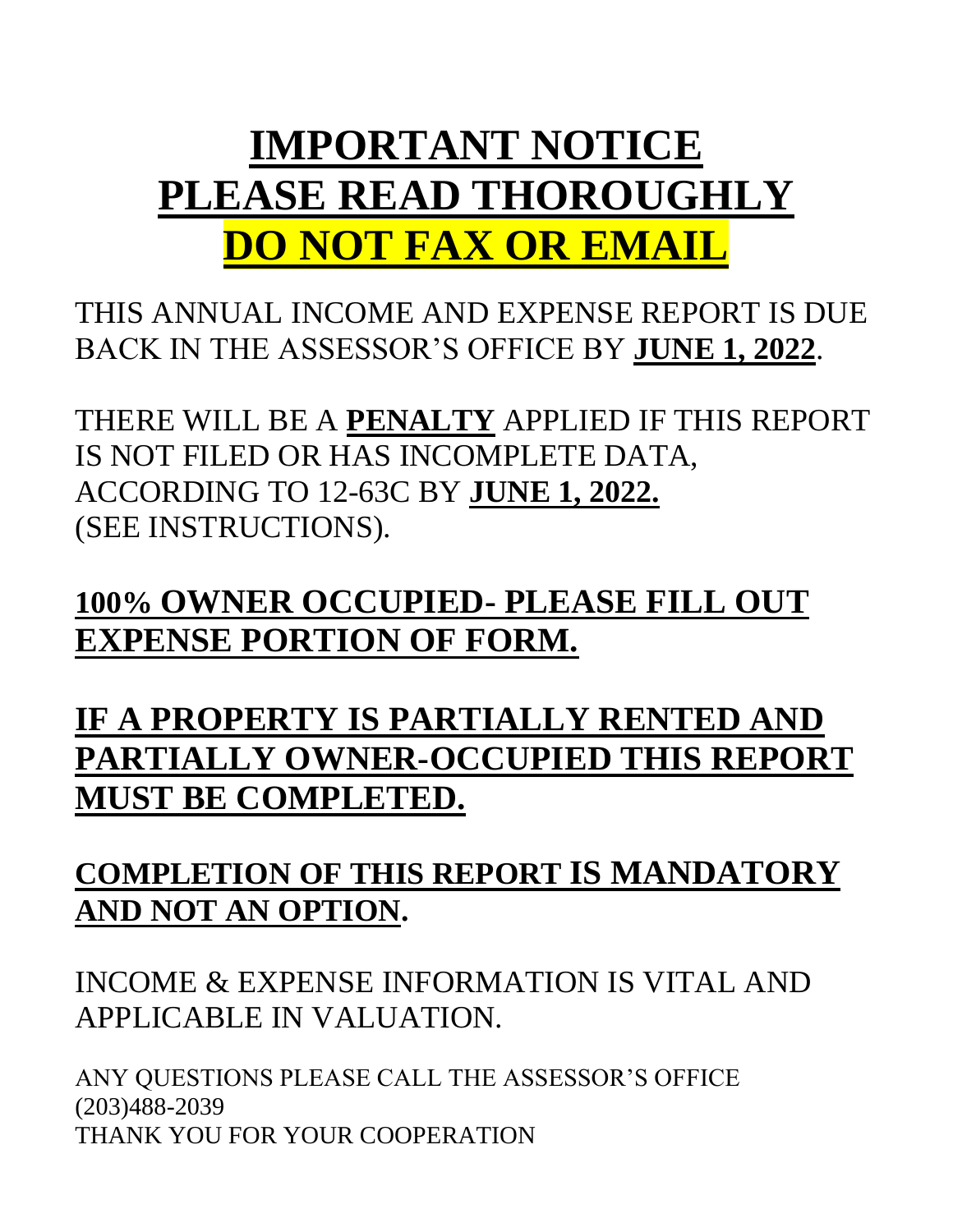# IMPORTANT NOTICE
# PLEASE READ THOROUGHLY
# DO NOT FAX OR EMAIL

THIS ANNUAL INCOME AND EXPENSE REPORT IS DUE BACK IN THE ASSESSOR'S OFFICE BY **JUNE 1, 2022**.

THERE WILL BE A **PENALTY** APPLIED IF THIS REPORT IS NOT FILED OR HAS INCOMPLETE DATA, ACCORDING TO 12-63C BY **JUNE 1, 2022.** (SEE INSTRUCTIONS).

## 100% OWNER OCCUPIED- PLEASE FILL OUT EXPENSE PORTION OF FORM.

## IF A PROPERTY IS PARTIALLY RENTED AND PARTIALLY OWNER-OCCUPIED THIS REPORT MUST BE COMPLETED.

## COMPLETION OF THIS REPORT IS MANDATORY AND NOT AN OPTION.

INCOME & EXPENSE INFORMATION IS VITAL AND APPLICABLE IN VALUATION.

ANY QUESTIONS PLEASE CALL THE ASSESSOR'S OFFICE (203)488-2039

THANK YOU FOR YOUR COOPERATION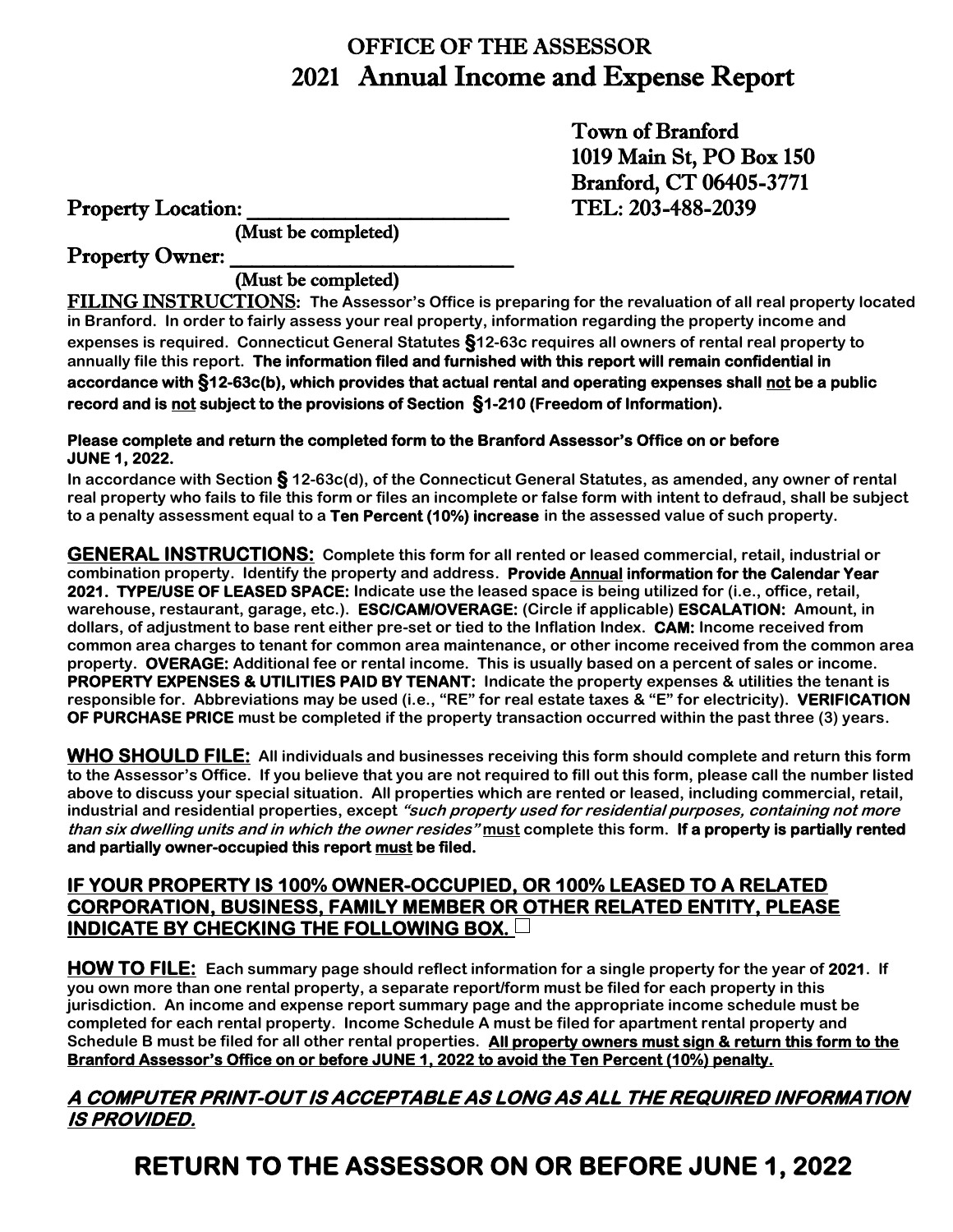# OFFICE OF THE ASSESSOR
# 2021 Annual Income and Expense Report

Town of Branford
1019 Main St, PO Box 150
Branford, CT 06405-3771
TEL: 203-488-2039

Property Location: ______________________
(Must be completed)

Property Owner: ______________________
(Must be completed)

**FILING INSTRUCTIONS: The Assessor's Office is preparing for the revaluation of all real property located in Branford. In order to fairly assess your real property, information regarding the property income and expenses is required. Connecticut General Statutes §12-63c requires all owners of rental real property to annually file this report. The information filed and furnished with this report will remain confidential in accordance with §12-63c(b), which provides that actual rental and operating expenses shall <u>not</u> be a public record and is <u>not</u> subject to the provisions of Section §1-210 (Freedom of Information).**

**Please complete and return the completed form to the Branford Assessor's Office on or before JUNE 1, 2022.**

**In accordance with Section § 12-63c(d), of the Connecticut General Statutes, as amended, any owner of rental real property who fails to file this form or files an incomplete or false form with intent to defraud, shall be subject to a penalty assessment equal to a Ten Percent (10%) increase in the assessed value of such property.**

**<u>GENERAL INSTRUCTIONS:</u> Complete this form for all rented or leased commercial, retail, industrial or combination property. Identify the property and address. Provide <u>Annual</u> information for the Calendar Year 2021. TYPE/USE OF LEASED SPACE: Indicate use the leased space is being utilized for (i.e., office, retail, warehouse, restaurant, garage, etc.). ESC/CAM/OVERAGE: (Circle if applicable) ESCALATION: Amount, in dollars, of adjustment to base rent either pre-set or tied to the Inflation Index. CAM: Income received from common area charges to tenant for common area maintenance, or other income received from the common area property. OVERAGE: Additional fee or rental income. This is usually based on a percent of sales or income. PROPERTY EXPENSES & UTILITIES PAID BY TENANT: Indicate the property expenses & utilities the tenant is responsible for. Abbreviations may be used (i.e., "RE" for real estate taxes & "E" for electricity). VERIFICATION OF PURCHASE PRICE must be completed if the property transaction occurred within the past three (3) years.**

**<u>WHO SHOULD FILE:</u> All individuals and businesses receiving this form should complete and return this form to the Assessor's Office. If you believe that you are not required to fill out this form, please call the number listed above to discuss your special situation. All properties which are rented or leased, including commercial, retail, industrial and residential properties, except *"such property used for residential purposes, containing not more than six dwelling units and in which the owner resides"* <u>must</u> complete this form. If a property is partially rented and partially owner-occupied this report <u>must</u> be filed.**

**<u>IF YOUR PROPERTY IS 100% OWNER-OCCUPIED, OR 100% LEASED TO A RELATED CORPORATION, BUSINESS, FAMILY MEMBER OR OTHER RELATED ENTITY, PLEASE INDICATE BY CHECKING THE FOLLOWING BOX.</u> ☐**

**<u>HOW TO FILE:</u> Each summary page should reflect information for a single property for the year of 2021. If you own more than one rental property, a separate report/form must be filed for each property in this jurisdiction. An income and expense report summary page and the appropriate income schedule must be completed for each rental property. Income Schedule A must be filed for apartment rental property and Schedule B must be filed for all other rental properties. <u>All property owners must sign & return this form to the Branford Assessor's Office on or before JUNE 1, 2022 to avoid the Ten Percent (10%) penalty.</u>**

***<u>A COMPUTER PRINT-OUT IS ACCEPTABLE AS LONG AS ALL THE REQUIRED INFORMATION IS PROVIDED.</u>***

## RETURN TO THE ASSESSOR ON OR BEFORE JUNE 1, 2022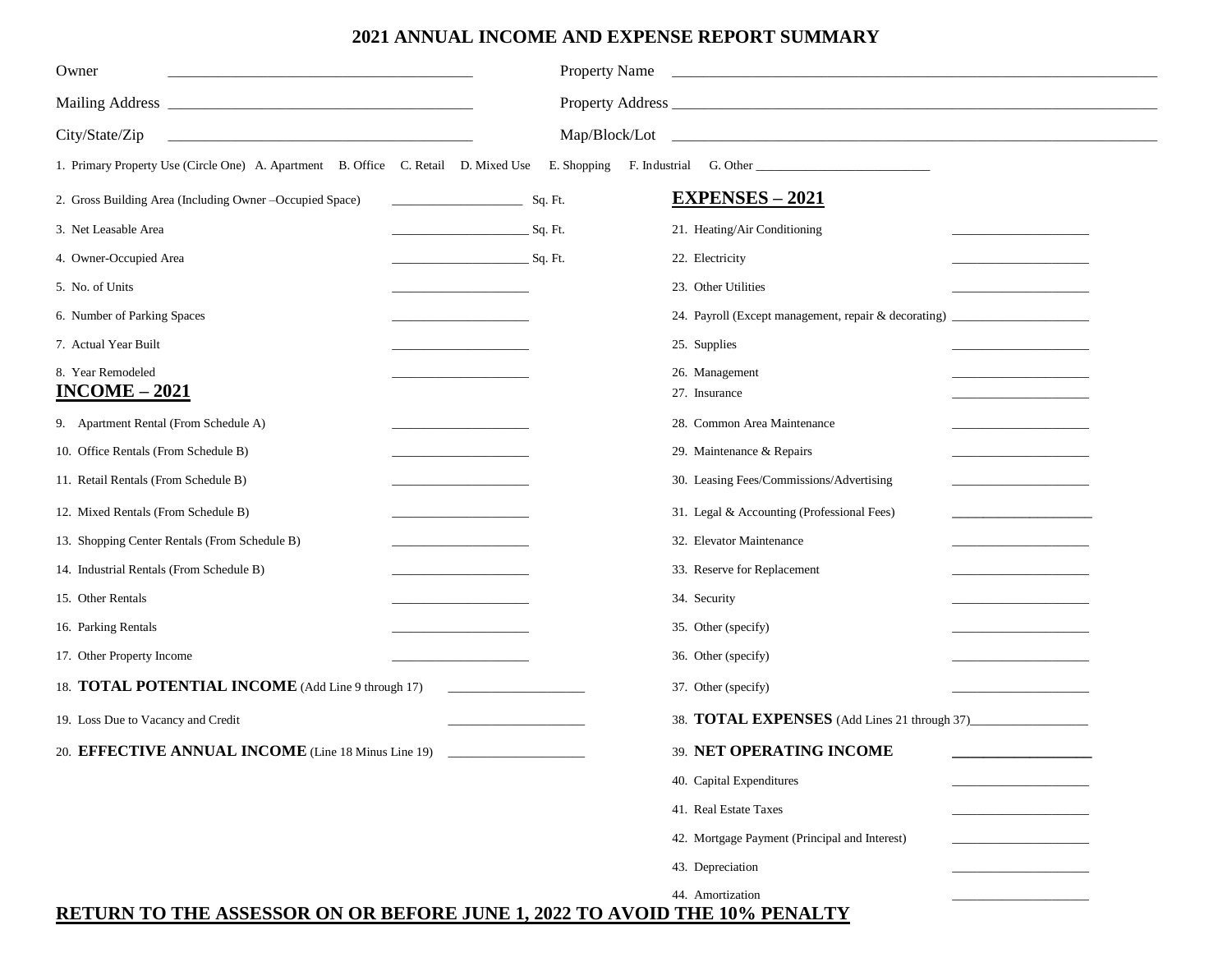# 2021 ANNUAL INCOME AND EXPENSE REPORT SUMMARY

Owner ______________________________________ Property Name ______________________________________

Mailing Address ______________________________________ Property Address ______________________________________

City/State/Zip ______________________________________ Map/Block/Lot ______________________________________

1. Primary Property Use (Circle One) A. Apartment B. Office C. Retail D. Mixed Use E. Shopping F. Industrial G. Other ___________________________

2. Gross Building Area (Including Owner –Occupied Space) ____________________ Sq. Ft.
3. Net Leasable Area ____________________ Sq. Ft.
4. Owner-Occupied Area ____________________ Sq. Ft.
5. No. of Units ____________________
6. Number of Parking Spaces ____________________
7. Actual Year Built ____________________
8. Year Remodeled ____________________

## INCOME – 2021

9. Apartment Rental (From Schedule A) ____________________
10. Office Rentals (From Schedule B) ____________________
11. Retail Rentals (From Schedule B) ____________________
12. Mixed Rentals (From Schedule B) ____________________
13. Shopping Center Rentals (From Schedule B) ____________________
14. Industrial Rentals (From Schedule B) ____________________
15. Other Rentals ____________________
16. Parking Rentals ____________________
17. Other Property Income ____________________
18. **TOTAL POTENTIAL INCOME** (Add Line 9 through 17) ____________________
19. Loss Due to Vacancy and Credit ____________________
20. **EFFECTIVE ANNUAL INCOME** (Line 18 Minus Line 19) ____________________

## EXPENSES – 2021

21. Heating/Air Conditioning ____________________
22. Electricity ____________________
23. Other Utilities ____________________
24. Payroll (Except management, repair & decorating) ____________________
25. Supplies ____________________
26. Management ____________________
27. Insurance ____________________
28. Common Area Maintenance ____________________
29. Maintenance & Repairs ____________________
30. Leasing Fees/Commissions/Advertising ____________________
31. Legal & Accounting (Professional Fees) ____________________
32. Elevator Maintenance ____________________
33. Reserve for Replacement ____________________
34. Security ____________________
35. Other (specify) ____________________
36. Other (specify) ____________________
37. Other (specify) ____________________
38. **TOTAL EXPENSES** (Add Lines 21 through 37) ____________________
39. **NET OPERATING INCOME** ____________________
40. Capital Expenditures ____________________
41. Real Estate Taxes ____________________
42. Mortgage Payment (Principal and Interest) ____________________
43. Depreciation ____________________
44. Amortization ____________________

**RETURN TO THE ASSESSOR ON OR BEFORE JUNE 1, 2022 TO AVOID THE 10% PENALTY**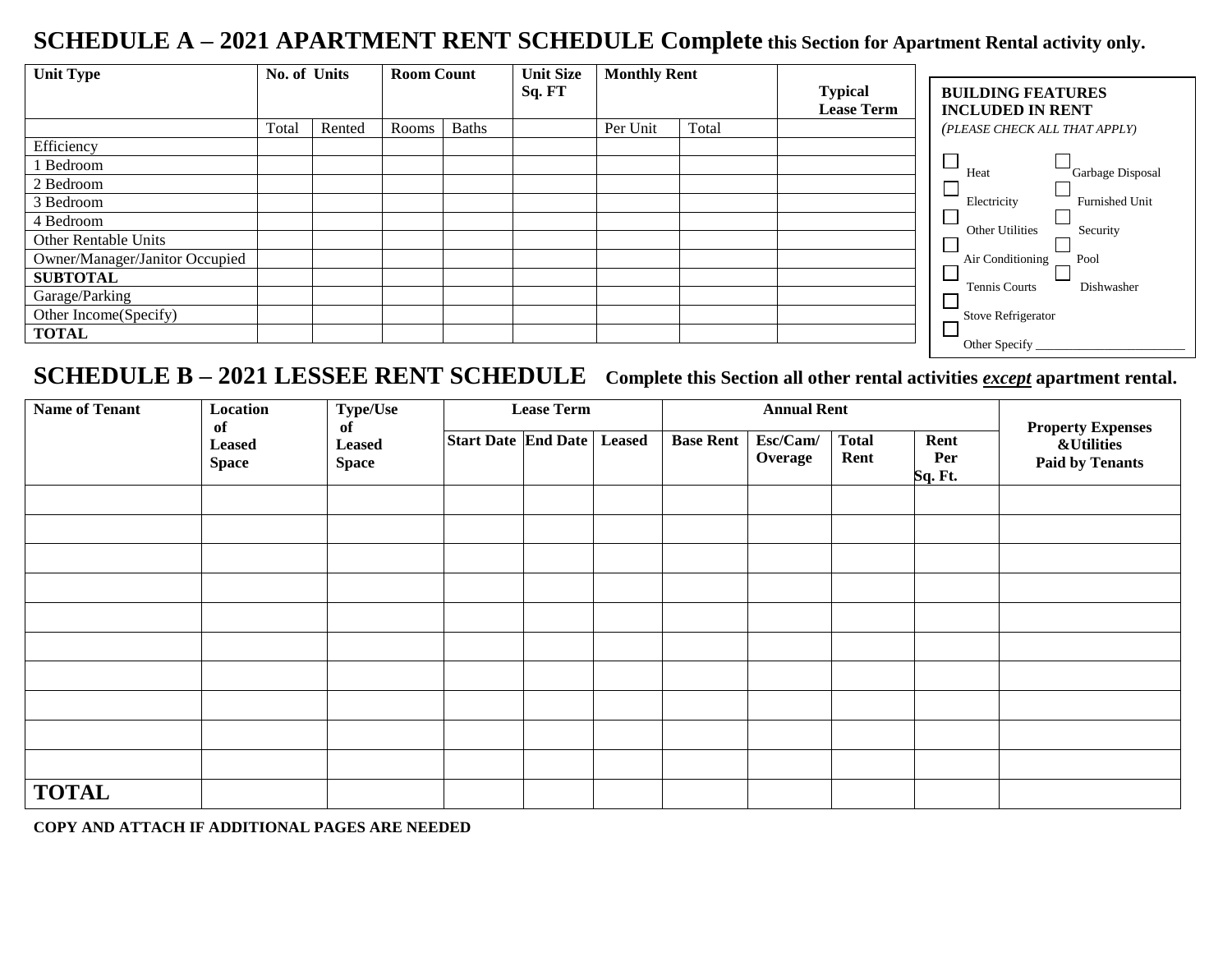# SCHEDULE A – 2021 APARTMENT RENT SCHEDULE Complete this Section for Apartment Rental activity only.

| Unit Type | No. of Units | | Room Count | | Unit Size Sq. FT | Monthly Rent | | Typical Lease Term |
|---|---|---|---|---|---|---|---|---|
| | Total | Rented | Rooms | Baths | | Per Unit | Total | |
| Efficiency | | | | | | | | |
| 1 Bedroom | | | | | | | | |
| 2 Bedroom | | | | | | | | |
| 3 Bedroom | | | | | | | | |
| 4 Bedroom | | | | | | | | |
| Other Rentable Units | | | | | | | | |
| Owner/Manager/Janitor Occupied | | | | | | | | |
| **SUBTOTAL** | | | | | | | | |
| Garage/Parking | | | | | | | | |
| Other Income(Specify) | | | | | | | | |
| **TOTAL** | | | | | | | | |

**BUILDING FEATURES INCLUDED IN RENT**

*(PLEASE CHECK ALL THAT APPLY)*

- ☐ Heat
- ☐ Garbage Disposal
- ☐ Electricity
- ☐ Furnished Unit
- ☐ Other Utilities
- ☐ Security
- ☐ Air Conditioning
- ☐ Pool
- ☐ Tennis Courts
- ☐ Dishwasher
- ☐ Stove Refrigerator
- ☐ Other Specify ________________________

# SCHEDULE B – 2021 LESSEE RENT SCHEDULE Complete this Section all other rental activities *except* apartment rental.

| Name of Tenant | Location of Leased Space | Type/Use of Leased Space | Lease Term | | | Annual Rent | | | | Property Expenses &Utilities Paid by Tenants |
|---|---|---|---|---|---|---|---|---|---|---|
| | | | Start Date | End Date | Leased | Base Rent | Esc/Cam/ Overage | Total Rent | Rent Per Sq. Ft. | |
| | | | | | | | | | | |
| | | | | | | | | | | |
| | | | | | | | | | | |
| | | | | | | | | | | |
| | | | | | | | | | | |
| | | | | | | | | | | |
| | | | | | | | | | | |
| | | | | | | | | | | |
| | | | | | | | | | | |
| | | | | | | | | | | |
| **TOTAL** | | | | | | | | | | |

**COPY AND ATTACH IF ADDITIONAL PAGES ARE NEEDED**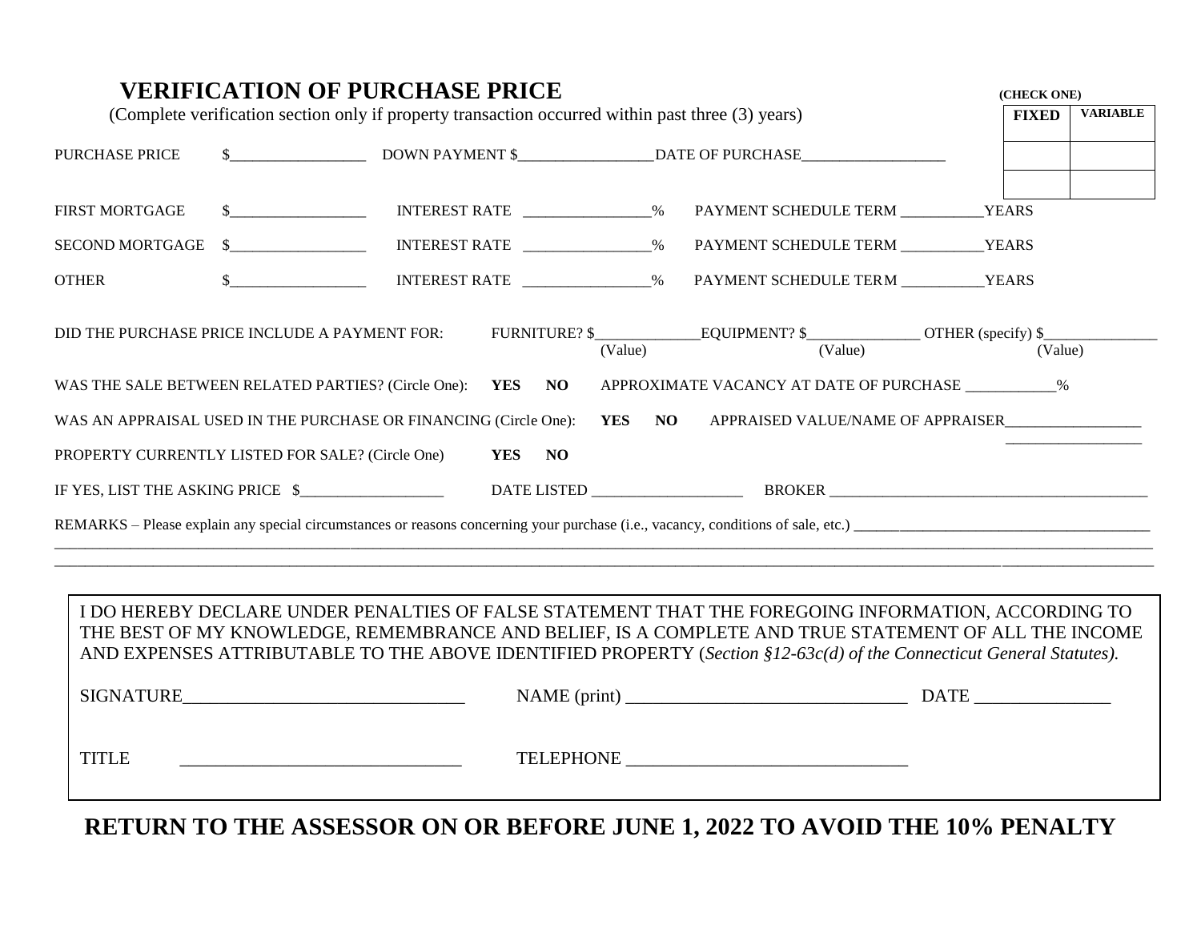# VERIFICATION OF PURCHASE PRICE

(Complete verification section only if property transaction occurred within past three (3) years)

PURCHASE PRICE $__________________ DOWN PAYMENT $__________________ DATE OF PURCHASE___________________

FIRST MORTGAGE $__________________ INTEREST RATE _________________% PAYMENT SCHEDULE TERM ___________YEARS

SECOND MORTGAGE $__________________ INTEREST RATE _________________% PAYMENT SCHEDULE TERM ___________YEARS

OTHER $__________________ INTEREST RATE _________________% PAYMENT SCHEDULE TERM ___________YEARS

(CHECK ONE)

| FIXED | VARIABLE |
|---|---|
| | |
| | |

DID THE PURCHASE PRICE INCLUDE A PAYMENT FOR: FURNITURE? $______________ (Value) EQUIPMENT? $_______________ (Value) OTHER (specify) $_______________ (Value)

WAS THE SALE BETWEEN RELATED PARTIES? (Circle One): **YES** **NO** APPROXIMATE VACANCY AT DATE OF PURCHASE ____________%

WAS AN APPRAISAL USED IN THE PURCHASE OR FINANCING (Circle One): **YES** **NO** APPRAISED VALUE/NAME OF APPRAISER__________________ __________________

PROPERTY CURRENTLY LISTED FOR SALE? (Circle One) **YES** **NO**

IF YES, LIST THE ASKING PRICE $___________________ DATE LISTED ____________________ BROKER ___________________________________________

REMARKS – Please explain any special circumstances or reasons concerning your purchase (i.e., vacancy, conditions of sale, etc.) _________________________________________
_____________________________________________________________________________________________________________________________
_____________________________________________________________________________________________________________________________

I DO HEREBY DECLARE UNDER PENALTIES OF FALSE STATEMENT THAT THE FOREGOING INFORMATION, ACCORDING TO THE BEST OF MY KNOWLEDGE, REMEMBRANCE AND BELIEF, IS A COMPLETE AND TRUE STATEMENT OF ALL THE INCOME AND EXPENSES ATTRIBUTABLE TO THE ABOVE IDENTIFIED PROPERTY (*Section §12-63c(d) of the Connecticut General Statutes).*

SIGNATURE________________________________ NAME (print) ________________________________ DATE _______________

TITLE ________________________________ TELEPHONE ________________________________

**RETURN TO THE ASSESSOR ON OR BEFORE JUNE 1, 2022 TO AVOID THE 10% PENALTY**